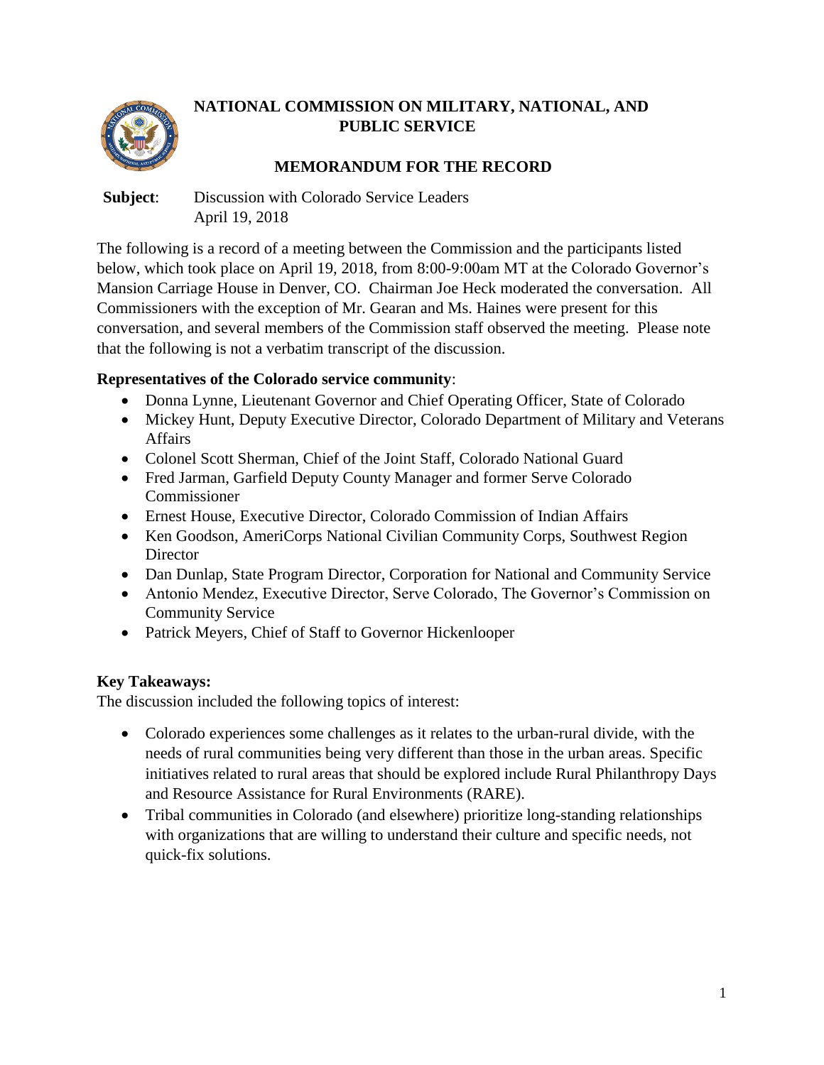# NATIONAL COMMISSION ON MILITARY, NATIONAL, AND PUBLIC SERVICE

## MEMORANDUM FOR THE RECORD

**Subject**: Discussion with Colorado Service Leaders
April 19, 2018

The following is a record of a meeting between the Commission and the participants listed below, which took place on April 19, 2018, from 8:00-9:00am MT at the Colorado Governor's Mansion Carriage House in Denver, CO. Chairman Joe Heck moderated the conversation. All Commissioners with the exception of Mr. Gearan and Ms. Haines were present for this conversation, and several members of the Commission staff observed the meeting. Please note that the following is not a verbatim transcript of the discussion.

**Representatives of the Colorado service community**:

- Donna Lynne, Lieutenant Governor and Chief Operating Officer, State of Colorado
- Mickey Hunt, Deputy Executive Director, Colorado Department of Military and Veterans Affairs
- Colonel Scott Sherman, Chief of the Joint Staff, Colorado National Guard
- Fred Jarman, Garfield Deputy County Manager and former Serve Colorado Commissioner
- Ernest House, Executive Director, Colorado Commission of Indian Affairs
- Ken Goodson, AmeriCorps National Civilian Community Corps, Southwest Region Director
- Dan Dunlap, State Program Director, Corporation for National and Community Service
- Antonio Mendez, Executive Director, Serve Colorado, The Governor's Commission on Community Service
- Patrick Meyers, Chief of Staff to Governor Hickenlooper

**Key Takeaways:**

The discussion included the following topics of interest:

- Colorado experiences some challenges as it relates to the urban-rural divide, with the needs of rural communities being very different than those in the urban areas. Specific initiatives related to rural areas that should be explored include Rural Philanthropy Days and Resource Assistance for Rural Environments (RARE).
- Tribal communities in Colorado (and elsewhere) prioritize long-standing relationships with organizations that are willing to understand their culture and specific needs, not quick-fix solutions.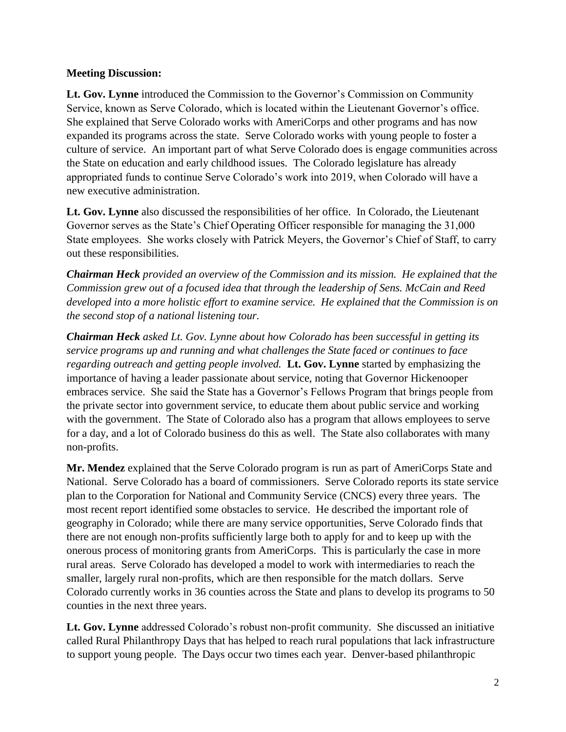**Meeting Discussion:**

**Lt. Gov. Lynne** introduced the Commission to the Governor's Commission on Community Service, known as Serve Colorado, which is located within the Lieutenant Governor's office. She explained that Serve Colorado works with AmeriCorps and other programs and has now expanded its programs across the state. Serve Colorado works with young people to foster a culture of service. An important part of what Serve Colorado does is engage communities across the State on education and early childhood issues. The Colorado legislature has already appropriated funds to continue Serve Colorado's work into 2019, when Colorado will have a new executive administration.

**Lt. Gov. Lynne** also discussed the responsibilities of her office. In Colorado, the Lieutenant Governor serves as the State's Chief Operating Officer responsible for managing the 31,000 State employees. She works closely with Patrick Meyers, the Governor's Chief of Staff, to carry out these responsibilities.

***Chairman Heck*** *provided an overview of the Commission and its mission. He explained that the Commission grew out of a focused idea that through the leadership of Sens. McCain and Reed developed into a more holistic effort to examine service. He explained that the Commission is on the second stop of a national listening tour.*

***Chairman Heck*** *asked Lt. Gov. Lynne about how Colorado has been successful in getting its service programs up and running and what challenges the State faced or continues to face regarding outreach and getting people involved.* **Lt. Gov. Lynne** started by emphasizing the importance of having a leader passionate about service, noting that Governor Hickenooper embraces service. She said the State has a Governor's Fellows Program that brings people from the private sector into government service, to educate them about public service and working with the government. The State of Colorado also has a program that allows employees to serve for a day, and a lot of Colorado business do this as well. The State also collaborates with many non-profits.

**Mr. Mendez** explained that the Serve Colorado program is run as part of AmeriCorps State and National. Serve Colorado has a board of commissioners. Serve Colorado reports its state service plan to the Corporation for National and Community Service (CNCS) every three years. The most recent report identified some obstacles to service. He described the important role of geography in Colorado; while there are many service opportunities, Serve Colorado finds that there are not enough non-profits sufficiently large both to apply for and to keep up with the onerous process of monitoring grants from AmeriCorps. This is particularly the case in more rural areas. Serve Colorado has developed a model to work with intermediaries to reach the smaller, largely rural non-profits, which are then responsible for the match dollars. Serve Colorado currently works in 36 counties across the State and plans to develop its programs to 50 counties in the next three years.

**Lt. Gov. Lynne** addressed Colorado's robust non-profit community. She discussed an initiative called Rural Philanthropy Days that has helped to reach rural populations that lack infrastructure to support young people. The Days occur two times each year. Denver-based philanthropic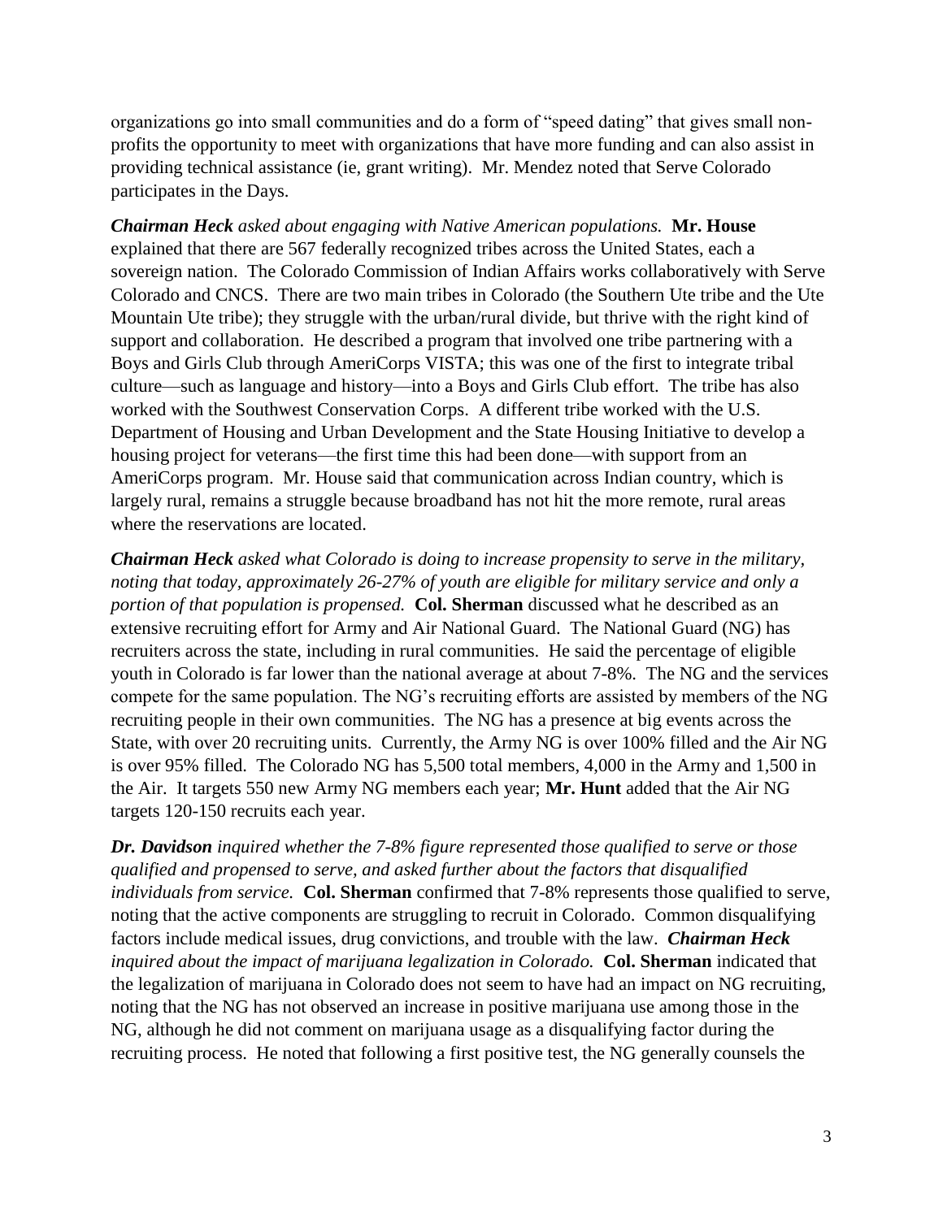organizations go into small communities and do a form of "speed dating" that gives small non-profits the opportunity to meet with organizations that have more funding and can also assist in providing technical assistance (ie, grant writing). Mr. Mendez noted that Serve Colorado participates in the Days.

***Chairman Heck*** *asked about engaging with Native American populations.* **Mr. House** explained that there are 567 federally recognized tribes across the United States, each a sovereign nation. The Colorado Commission of Indian Affairs works collaboratively with Serve Colorado and CNCS. There are two main tribes in Colorado (the Southern Ute tribe and the Ute Mountain Ute tribe); they struggle with the urban/rural divide, but thrive with the right kind of support and collaboration. He described a program that involved one tribe partnering with a Boys and Girls Club through AmeriCorps VISTA; this was one of the first to integrate tribal culture—such as language and history—into a Boys and Girls Club effort. The tribe has also worked with the Southwest Conservation Corps. A different tribe worked with the U.S. Department of Housing and Urban Development and the State Housing Initiative to develop a housing project for veterans—the first time this had been done—with support from an AmeriCorps program. Mr. House said that communication across Indian country, which is largely rural, remains a struggle because broadband has not hit the more remote, rural areas where the reservations are located.

***Chairman Heck*** *asked what Colorado is doing to increase propensity to serve in the military, noting that today, approximately 26-27% of youth are eligible for military service and only a portion of that population is propensed.* **Col. Sherman** discussed what he described as an extensive recruiting effort for Army and Air National Guard. The National Guard (NG) has recruiters across the state, including in rural communities. He said the percentage of eligible youth in Colorado is far lower than the national average at about 7-8%. The NG and the services compete for the same population. The NG's recruiting efforts are assisted by members of the NG recruiting people in their own communities. The NG has a presence at big events across the State, with over 20 recruiting units. Currently, the Army NG is over 100% filled and the Air NG is over 95% filled. The Colorado NG has 5,500 total members, 4,000 in the Army and 1,500 in the Air. It targets 550 new Army NG members each year; **Mr. Hunt** added that the Air NG targets 120-150 recruits each year.

***Dr. Davidson*** *inquired whether the 7-8% figure represented those qualified to serve or those qualified and propensed to serve, and asked further about the factors that disqualified individuals from service.* **Col. Sherman** confirmed that 7-8% represents those qualified to serve, noting that the active components are struggling to recruit in Colorado. Common disqualifying factors include medical issues, drug convictions, and trouble with the law. ***Chairman Heck*** *inquired about the impact of marijuana legalization in Colorado.* **Col. Sherman** indicated that the legalization of marijuana in Colorado does not seem to have had an impact on NG recruiting, noting that the NG has not observed an increase in positive marijuana use among those in the NG, although he did not comment on marijuana usage as a disqualifying factor during the recruiting process. He noted that following a first positive test, the NG generally counsels the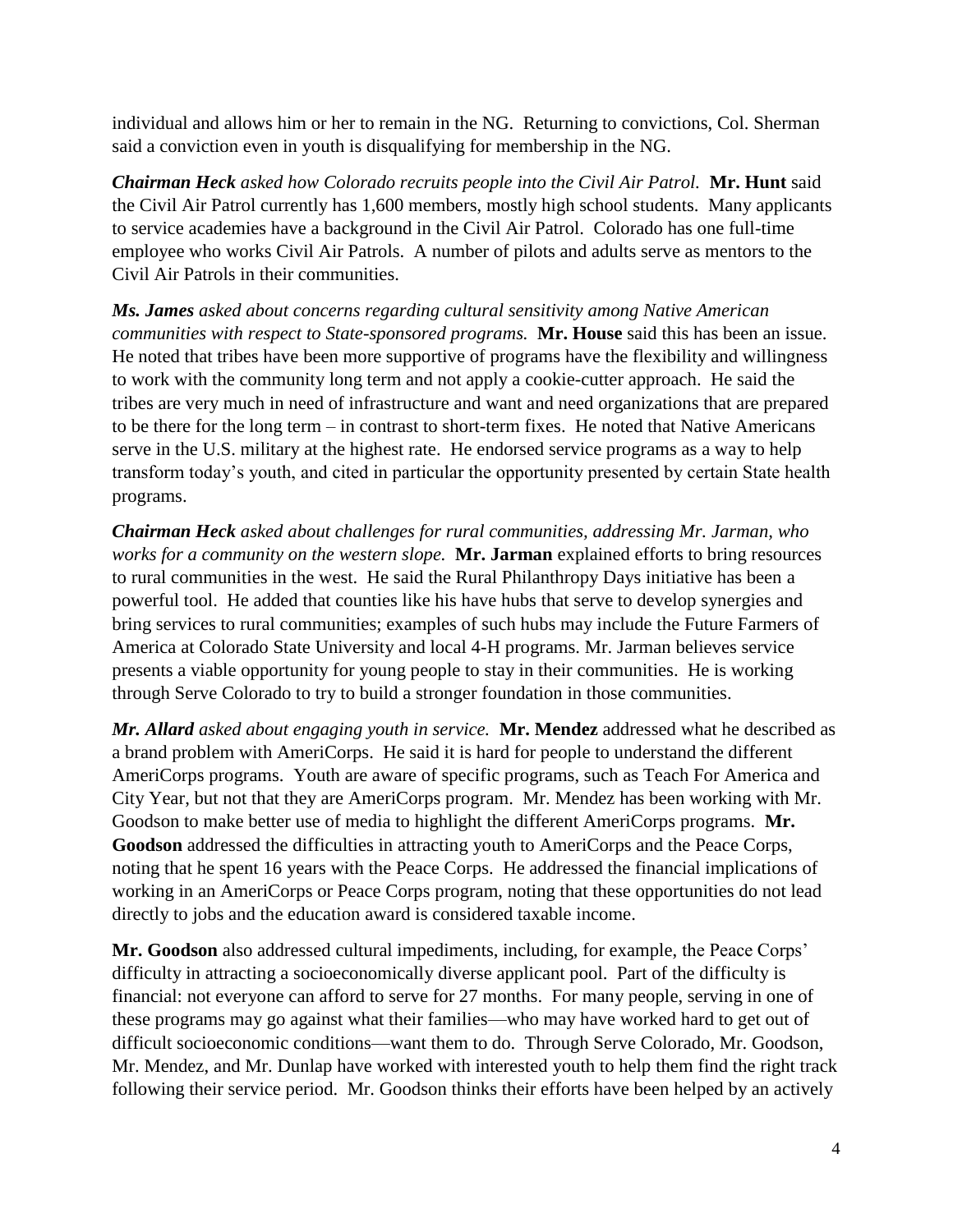individual and allows him or her to remain in the NG. Returning to convictions, Col. Sherman said a conviction even in youth is disqualifying for membership in the NG.

***Chairman Heck*** *asked how Colorado recruits people into the Civil Air Patrol.* **Mr. Hunt** said the Civil Air Patrol currently has 1,600 members, mostly high school students. Many applicants to service academies have a background in the Civil Air Patrol. Colorado has one full-time employee who works Civil Air Patrols. A number of pilots and adults serve as mentors to the Civil Air Patrols in their communities.

***Ms. James*** *asked about concerns regarding cultural sensitivity among Native American communities with respect to State-sponsored programs.* **Mr. House** said this has been an issue. He noted that tribes have been more supportive of programs have the flexibility and willingness to work with the community long term and not apply a cookie-cutter approach. He said the tribes are very much in need of infrastructure and want and need organizations that are prepared to be there for the long term – in contrast to short-term fixes. He noted that Native Americans serve in the U.S. military at the highest rate. He endorsed service programs as a way to help transform today's youth, and cited in particular the opportunity presented by certain State health programs.

***Chairman Heck*** *asked about challenges for rural communities, addressing Mr. Jarman, who works for a community on the western slope.* **Mr. Jarman** explained efforts to bring resources to rural communities in the west. He said the Rural Philanthropy Days initiative has been a powerful tool. He added that counties like his have hubs that serve to develop synergies and bring services to rural communities; examples of such hubs may include the Future Farmers of America at Colorado State University and local 4-H programs. Mr. Jarman believes service presents a viable opportunity for young people to stay in their communities. He is working through Serve Colorado to try to build a stronger foundation in those communities.

***Mr. Allard*** *asked about engaging youth in service.* **Mr. Mendez** addressed what he described as a brand problem with AmeriCorps. He said it is hard for people to understand the different AmeriCorps programs. Youth are aware of specific programs, such as Teach For America and City Year, but not that they are AmeriCorps program. Mr. Mendez has been working with Mr. Goodson to make better use of media to highlight the different AmeriCorps programs. **Mr. Goodson** addressed the difficulties in attracting youth to AmeriCorps and the Peace Corps, noting that he spent 16 years with the Peace Corps. He addressed the financial implications of working in an AmeriCorps or Peace Corps program, noting that these opportunities do not lead directly to jobs and the education award is considered taxable income.

**Mr. Goodson** also addressed cultural impediments, including, for example, the Peace Corps' difficulty in attracting a socioeconomically diverse applicant pool. Part of the difficulty is financial: not everyone can afford to serve for 27 months. For many people, serving in one of these programs may go against what their families—who may have worked hard to get out of difficult socioeconomic conditions—want them to do. Through Serve Colorado, Mr. Goodson, Mr. Mendez, and Mr. Dunlap have worked with interested youth to help them find the right track following their service period. Mr. Goodson thinks their efforts have been helped by an actively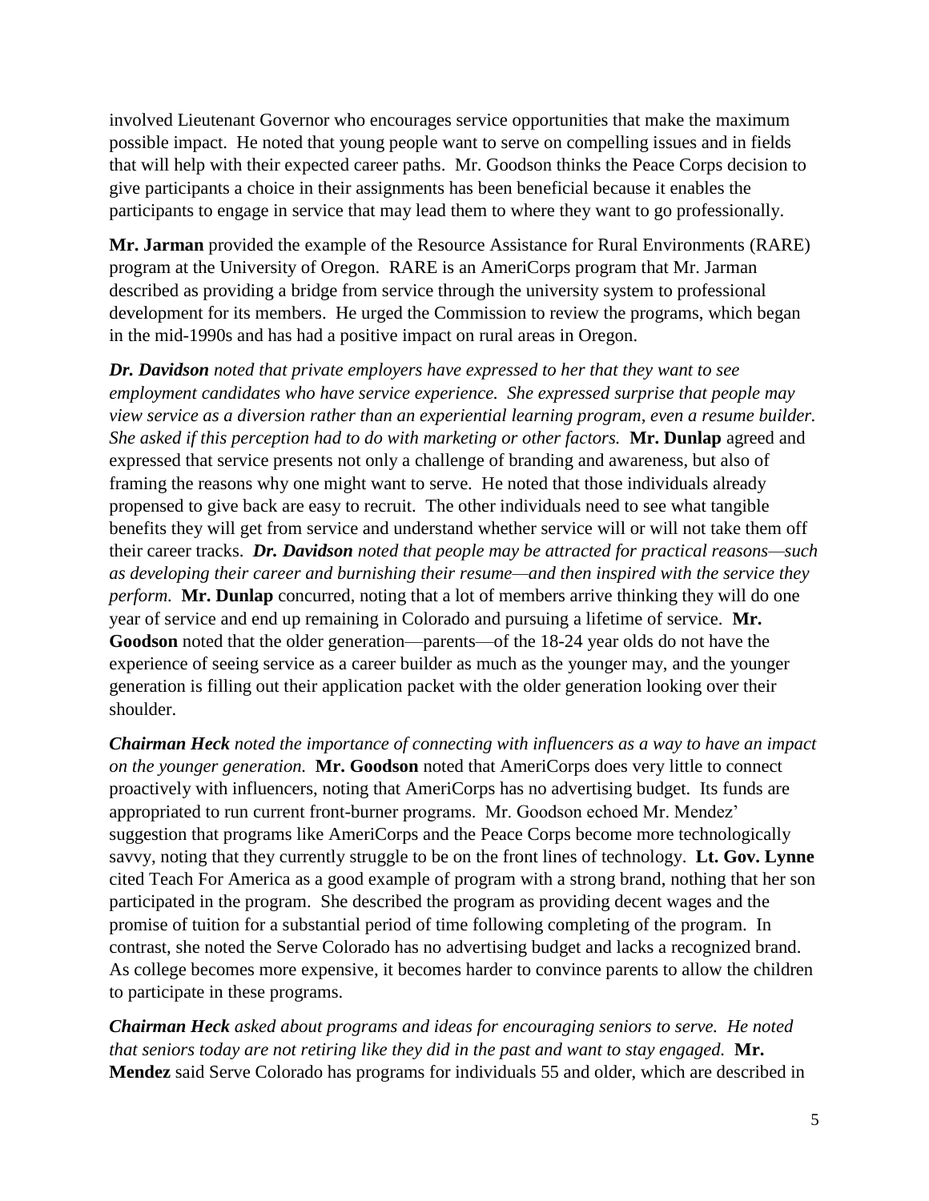involved Lieutenant Governor who encourages service opportunities that make the maximum possible impact. He noted that young people want to serve on compelling issues and in fields that will help with their expected career paths. Mr. Goodson thinks the Peace Corps decision to give participants a choice in their assignments has been beneficial because it enables the participants to engage in service that may lead them to where they want to go professionally.

**Mr. Jarman** provided the example of the Resource Assistance for Rural Environments (RARE) program at the University of Oregon. RARE is an AmeriCorps program that Mr. Jarman described as providing a bridge from service through the university system to professional development for its members. He urged the Commission to review the programs, which began in the mid-1990s and has had a positive impact on rural areas in Oregon.

***Dr. Davidson*** *noted that private employers have expressed to her that they want to see employment candidates who have service experience. She expressed surprise that people may view service as a diversion rather than an experiential learning program, even a resume builder. She asked if this perception had to do with marketing or other factors.* **Mr. Dunlap** agreed and expressed that service presents not only a challenge of branding and awareness, but also of framing the reasons why one might want to serve. He noted that those individuals already propensed to give back are easy to recruit. The other individuals need to see what tangible benefits they will get from service and understand whether service will or will not take them off their career tracks. ***Dr. Davidson*** *noted that people may be attracted for practical reasons—such as developing their career and burnishing their resume—and then inspired with the service they perform.* **Mr. Dunlap** concurred, noting that a lot of members arrive thinking they will do one year of service and end up remaining in Colorado and pursuing a lifetime of service. **Mr. Goodson** noted that the older generation—parents—of the 18-24 year olds do not have the experience of seeing service as a career builder as much as the younger may, and the younger generation is filling out their application packet with the older generation looking over their shoulder.

***Chairman Heck*** *noted the importance of connecting with influencers as a way to have an impact on the younger generation.* **Mr. Goodson** noted that AmeriCorps does very little to connect proactively with influencers, noting that AmeriCorps has no advertising budget. Its funds are appropriated to run current front-burner programs. Mr. Goodson echoed Mr. Mendez' suggestion that programs like AmeriCorps and the Peace Corps become more technologically savvy, noting that they currently struggle to be on the front lines of technology. **Lt. Gov. Lynne** cited Teach For America as a good example of program with a strong brand, nothing that her son participated in the program. She described the program as providing decent wages and the promise of tuition for a substantial period of time following completing of the program. In contrast, she noted the Serve Colorado has no advertising budget and lacks a recognized brand. As college becomes more expensive, it becomes harder to convince parents to allow the children to participate in these programs.

***Chairman Heck*** *asked about programs and ideas for encouraging seniors to serve. He noted that seniors today are not retiring like they did in the past and want to stay engaged.* **Mr. Mendez** said Serve Colorado has programs for individuals 55 and older, which are described in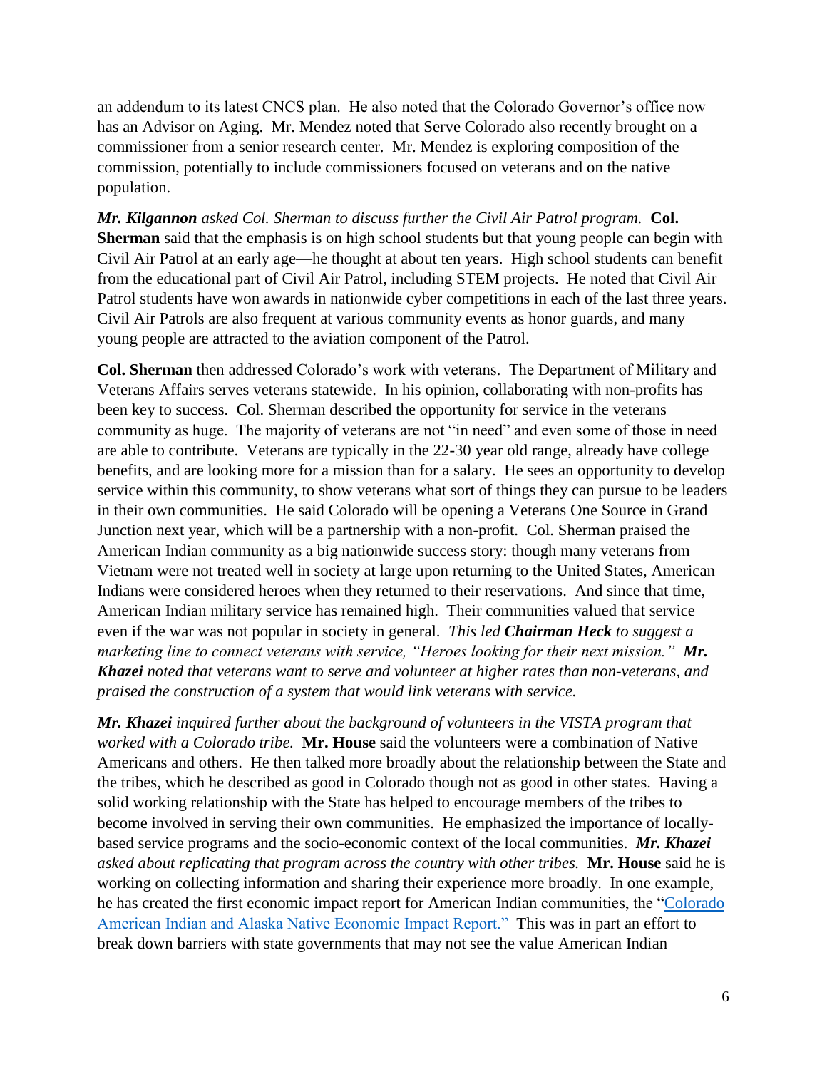an addendum to its latest CNCS plan. He also noted that the Colorado Governor's office now has an Advisor on Aging. Mr. Mendez noted that Serve Colorado also recently brought on a commissioner from a senior research center. Mr. Mendez is exploring composition of the commission, potentially to include commissioners focused on veterans and on the native population.

***Mr. Kilgannon** asked Col. Sherman to discuss further the Civil Air Patrol program.* **Col. Sherman** said that the emphasis is on high school students but that young people can begin with Civil Air Patrol at an early age—he thought at about ten years. High school students can benefit from the educational part of Civil Air Patrol, including STEM projects. He noted that Civil Air Patrol students have won awards in nationwide cyber competitions in each of the last three years. Civil Air Patrols are also frequent at various community events as honor guards, and many young people are attracted to the aviation component of the Patrol.

**Col. Sherman** then addressed Colorado's work with veterans. The Department of Military and Veterans Affairs serves veterans statewide. In his opinion, collaborating with non-profits has been key to success. Col. Sherman described the opportunity for service in the veterans community as huge. The majority of veterans are not "in need" and even some of those in need are able to contribute. Veterans are typically in the 22-30 year old range, already have college benefits, and are looking more for a mission than for a salary. He sees an opportunity to develop service within this community, to show veterans what sort of things they can pursue to be leaders in their own communities. He said Colorado will be opening a Veterans One Source in Grand Junction next year, which will be a partnership with a non-profit. Col. Sherman praised the American Indian community as a big nationwide success story: though many veterans from Vietnam were not treated well in society at large upon returning to the United States, American Indians were considered heroes when they returned to their reservations. And since that time, American Indian military service has remained high. Their communities valued that service even if the war was not popular in society in general. *This led **Chairman Heck** to suggest a marketing line to connect veterans with service, "Heroes looking for their next mission." **Mr. Khazei** noted that veterans want to serve and volunteer at higher rates than non-veterans, and praised the construction of a system that would link veterans with service.*

***Mr. Khazei** inquired further about the background of volunteers in the VISTA program that worked with a Colorado tribe.* **Mr. House** said the volunteers were a combination of Native Americans and others. He then talked more broadly about the relationship between the State and the tribes, which he described as good in Colorado though not as good in other states. Having a solid working relationship with the State has helped to encourage members of the tribes to become involved in serving their own communities. He emphasized the importance of locally-based service programs and the socio-economic context of the local communities. ***Mr. Khazei** asked about replicating that program across the country with other tribes.* **Mr. House** said he is working on collecting information and sharing their experience more broadly. In one example, he has created the first economic impact report for American Indian communities, the "Colorado American Indian and Alaska Native Economic Impact Report." This was in part an effort to break down barriers with state governments that may not see the value American Indian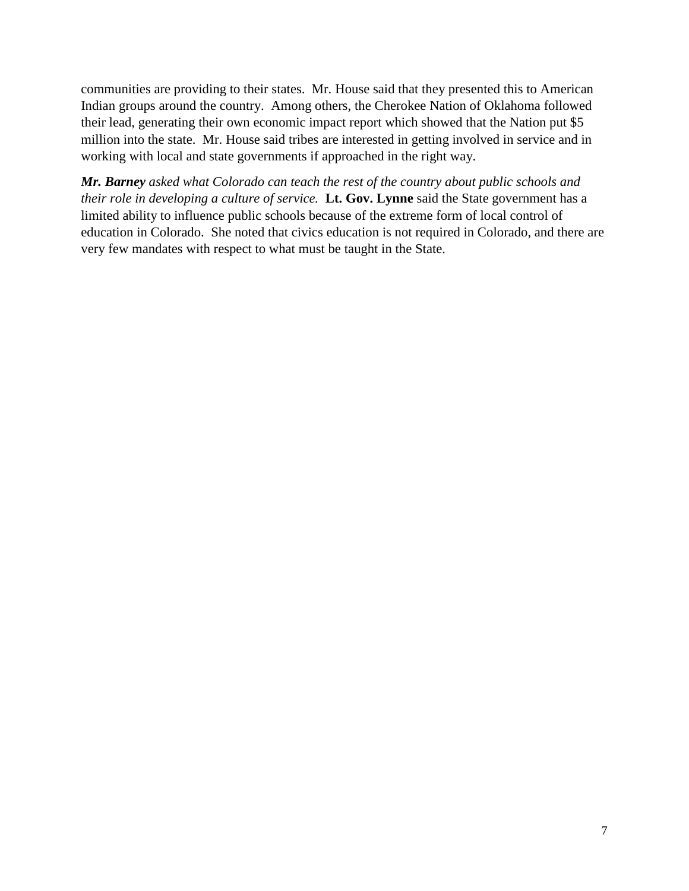communities are providing to their states. Mr. House said that they presented this to American Indian groups around the country. Among others, the Cherokee Nation of Oklahoma followed their lead, generating their own economic impact report which showed that the Nation put $5 million into the state. Mr. House said tribes are interested in getting involved in service and in working with local and state governments if approached in the right way.

***Mr. Barney** asked what Colorado can teach the rest of the country about public schools and their role in developing a culture of service.* **Lt. Gov. Lynne** said the State government has a limited ability to influence public schools because of the extreme form of local control of education in Colorado. She noted that civics education is not required in Colorado, and there are very few mandates with respect to what must be taught in the State.